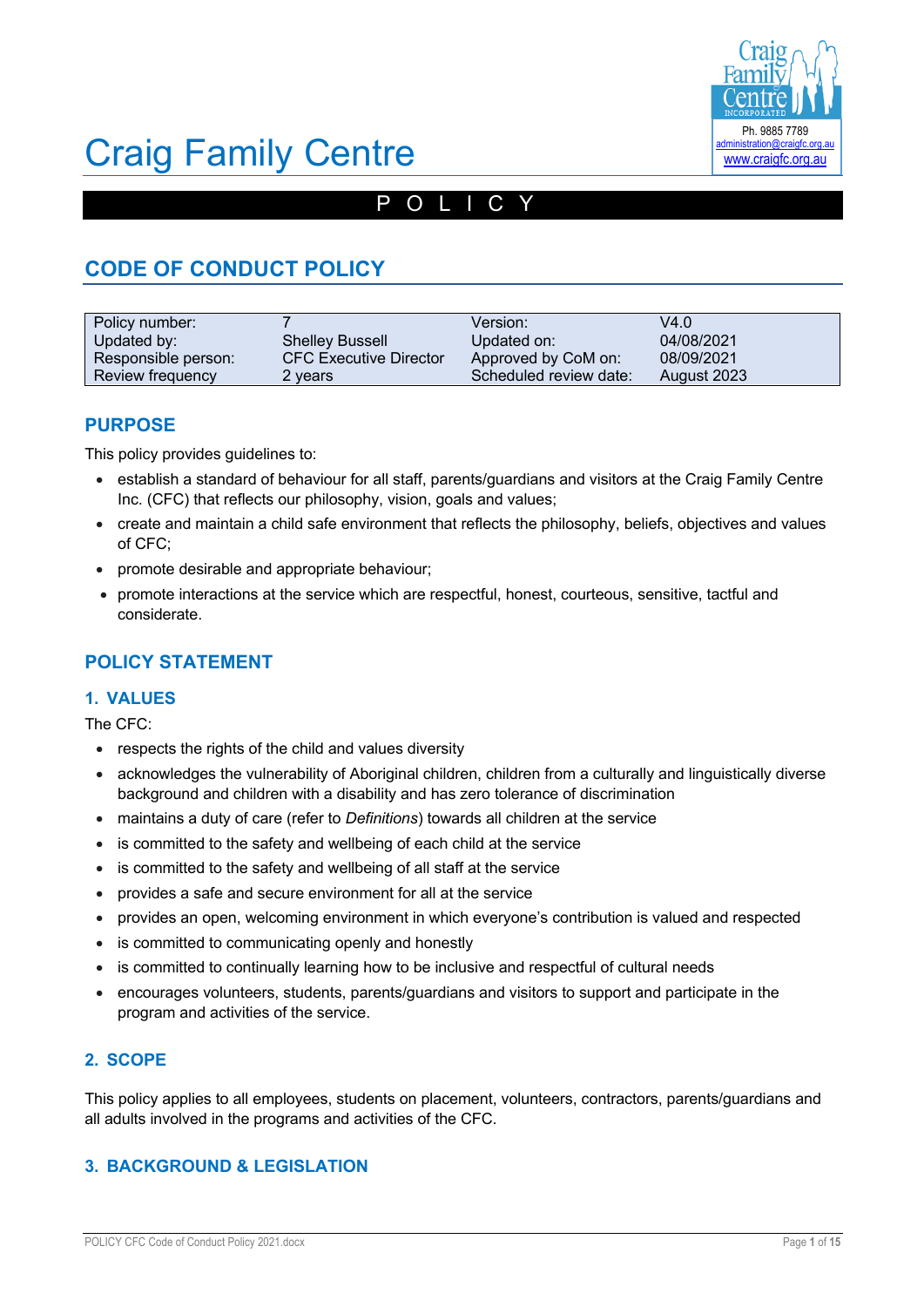# Craig Family Centre

Ph. 9885 7789
administration@craigfc.org.au
www.craigfc.org.au

P O L I C Y

## CODE OF CONDUCT POLICY

| Policy number: | 7 | Version: | V4.0 |
|---|---|---|---|
| Updated by: | Shelley Bussell | Updated on: | 04/08/2021 |
| Responsible person: | CFC Executive Director | Approved by CoM on: | 08/09/2021 |
| Review frequency | 2 years | Scheduled review date: | August 2023 |

## PURPOSE

This policy provides guidelines to:

- establish a standard of behaviour for all staff, parents/guardians and visitors at the Craig Family Centre Inc. (CFC) that reflects our philosophy, vision, goals and values;
- create and maintain a child safe environment that reflects the philosophy, beliefs, objectives and values of CFC;
- promote desirable and appropriate behaviour;
- promote interactions at the service which are respectful, honest, courteous, sensitive, tactful and considerate.

## POLICY STATEMENT

### 1. VALUES

The CFC:

- respects the rights of the child and values diversity
- acknowledges the vulnerability of Aboriginal children, children from a culturally and linguistically diverse background and children with a disability and has zero tolerance of discrimination
- maintains a duty of care (refer to *Definitions*) towards all children at the service
- is committed to the safety and wellbeing of each child at the service
- is committed to the safety and wellbeing of all staff at the service
- provides a safe and secure environment for all at the service
- provides an open, welcoming environment in which everyone's contribution is valued and respected
- is committed to communicating openly and honestly
- is committed to continually learning how to be inclusive and respectful of cultural needs
- encourages volunteers, students, parents/guardians and visitors to support and participate in the program and activities of the service.

### 2. SCOPE

This policy applies to all employees, students on placement, volunteers, contractors, parents/guardians and all adults involved in the programs and activities of the CFC.

### 3. BACKGROUND & LEGISLATION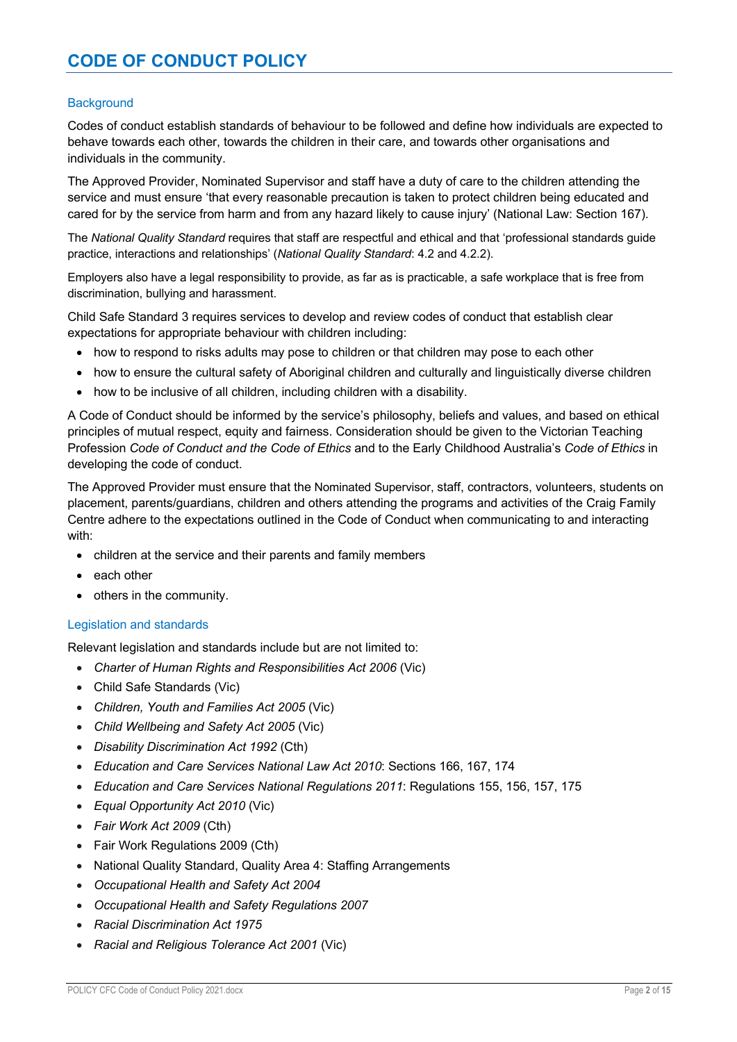# CODE OF CONDUCT POLICY

## Background

Codes of conduct establish standards of behaviour to be followed and define how individuals are expected to behave towards each other, towards the children in their care, and towards other organisations and individuals in the community.

The Approved Provider, Nominated Supervisor and staff have a duty of care to the children attending the service and must ensure 'that every reasonable precaution is taken to protect children being educated and cared for by the service from harm and from any hazard likely to cause injury' (National Law: Section 167).

The *National Quality Standard* requires that staff are respectful and ethical and that 'professional standards guide practice, interactions and relationships' (*National Quality Standard*: 4.2 and 4.2.2).

Employers also have a legal responsibility to provide, as far as is practicable, a safe workplace that is free from discrimination, bullying and harassment.

Child Safe Standard 3 requires services to develop and review codes of conduct that establish clear expectations for appropriate behaviour with children including:

- how to respond to risks adults may pose to children or that children may pose to each other
- how to ensure the cultural safety of Aboriginal children and culturally and linguistically diverse children
- how to be inclusive of all children, including children with a disability.

A Code of Conduct should be informed by the service's philosophy, beliefs and values, and based on ethical principles of mutual respect, equity and fairness. Consideration should be given to the Victorian Teaching Profession *Code of Conduct and the Code of Ethics* and to the Early Childhood Australia's *Code of Ethics* in developing the code of conduct.

The Approved Provider must ensure that the Nominated Supervisor, staff, contractors, volunteers, students on placement, parents/guardians, children and others attending the programs and activities of the Craig Family Centre adhere to the expectations outlined in the Code of Conduct when communicating to and interacting with:

- children at the service and their parents and family members
- each other
- others in the community.

## Legislation and standards

Relevant legislation and standards include but are not limited to:

- *Charter of Human Rights and Responsibilities Act 2006* (Vic)
- Child Safe Standards (Vic)
- *Children, Youth and Families Act 2005* (Vic)
- *Child Wellbeing and Safety Act 2005* (Vic)
- *Disability Discrimination Act 1992* (Cth)
- *Education and Care Services National Law Act 2010*: Sections 166, 167, 174
- *Education and Care Services National Regulations 2011*: Regulations 155, 156, 157, 175
- *Equal Opportunity Act 2010* (Vic)
- *Fair Work Act 2009* (Cth)
- Fair Work Regulations 2009 (Cth)
- National Quality Standard, Quality Area 4: Staffing Arrangements
- *Occupational Health and Safety Act 2004*
- *Occupational Health and Safety Regulations 2007*
- *Racial Discrimination Act 1975*
- *Racial and Religious Tolerance Act 2001* (Vic)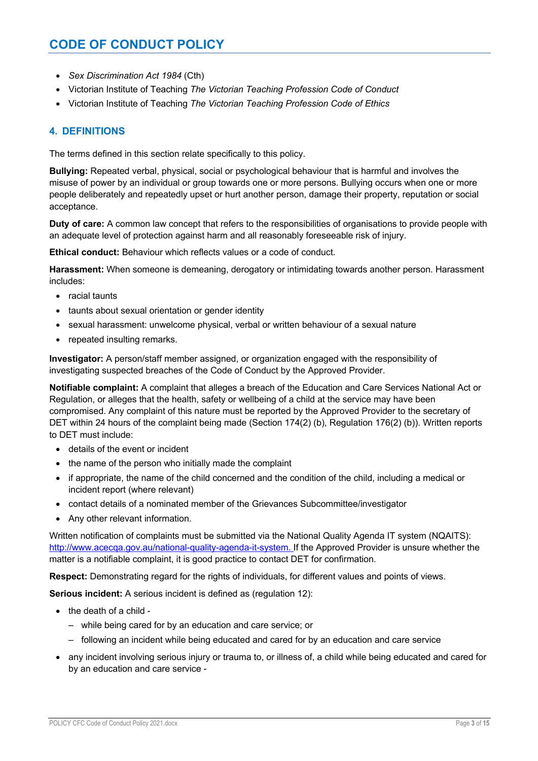- *Sex Discrimination Act 1984* (Cth)
- Victorian Institute of Teaching *The Victorian Teaching Profession Code of Conduct*
- Victorian Institute of Teaching *The Victorian Teaching Profession Code of Ethics*

## 4. DEFINITIONS

The terms defined in this section relate specifically to this policy.

**Bullying:** Repeated verbal, physical, social or psychological behaviour that is harmful and involves the misuse of power by an individual or group towards one or more persons. Bullying occurs when one or more people deliberately and repeatedly upset or hurt another person, damage their property, reputation or social acceptance.

**Duty of care:** A common law concept that refers to the responsibilities of organisations to provide people with an adequate level of protection against harm and all reasonably foreseeable risk of injury.

**Ethical conduct:** Behaviour which reflects values or a code of conduct.

**Harassment:** When someone is demeaning, derogatory or intimidating towards another person. Harassment includes:

- racial taunts
- taunts about sexual orientation or gender identity
- sexual harassment: unwelcome physical, verbal or written behaviour of a sexual nature
- repeated insulting remarks.

**Investigator:** A person/staff member assigned, or organization engaged with the responsibility of investigating suspected breaches of the Code of Conduct by the Approved Provider.

**Notifiable complaint:** A complaint that alleges a breach of the Education and Care Services National Act or Regulation, or alleges that the health, safety or wellbeing of a child at the service may have been compromised. Any complaint of this nature must be reported by the Approved Provider to the secretary of DET within 24 hours of the complaint being made (Section 174(2) (b), Regulation 176(2) (b)). Written reports to DET must include:

- details of the event or incident
- the name of the person who initially made the complaint
- if appropriate, the name of the child concerned and the condition of the child, including a medical or incident report (where relevant)
- contact details of a nominated member of the Grievances Subcommittee/investigator
- Any other relevant information.

Written notification of complaints must be submitted via the National Quality Agenda IT system (NQAITS): [http://www.acecqa.gov.au/national-quality-agenda-it-system.](http://www.acecqa.gov.au/national-quality-agenda-it-system) If the Approved Provider is unsure whether the matter is a notifiable complaint, it is good practice to contact DET for confirmation.

**Respect:** Demonstrating regard for the rights of individuals, for different values and points of views.

**Serious incident:** A serious incident is defined as (regulation 12):

- the death of a child -
  - while being cared for by an education and care service; or
  - following an incident while being educated and cared for by an education and care service
- any incident involving serious injury or trauma to, or illness of, a child while being educated and cared for by an education and care service -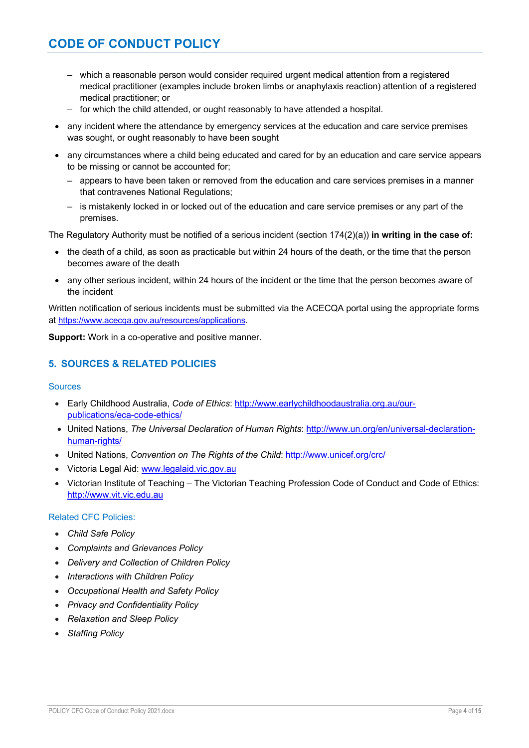- which a reasonable person would consider required urgent medical attention from a registered medical practitioner (examples include broken limbs or anaphylaxis reaction) attention of a registered medical practitioner; or
  - for which the child attended, or ought reasonably to have attended a hospital.
- any incident where the attendance by emergency services at the education and care service premises was sought, or ought reasonably to have been sought
- any circumstances where a child being educated and cared for by an education and care service appears to be missing or cannot be accounted for;
  - appears to have been taken or removed from the education and care services premises in a manner that contravenes National Regulations;
  - is mistakenly locked in or locked out of the education and care service premises or any part of the premises.

The Regulatory Authority must be notified of a serious incident (section 174(2)(a)) **in writing in the case of:**

- the death of a child, as soon as practicable but within 24 hours of the death, or the time that the person becomes aware of the death
- any other serious incident, within 24 hours of the incident or the time that the person becomes aware of the incident

Written notification of serious incidents must be submitted via the ACECQA portal using the appropriate forms at https://www.acecqa.gov.au/resources/applications.

**Support:** Work in a co-operative and positive manner.

## 5. SOURCES & RELATED POLICIES

### Sources

- Early Childhood Australia, *Code of Ethics*: http://www.earlychildhoodaustralia.org.au/our-publications/eca-code-ethics/
- United Nations, *The Universal Declaration of Human Rights*: http://www.un.org/en/universal-declaration-human-rights/
- United Nations, *Convention on The Rights of the Child*: http://www.unicef.org/crc/
- Victoria Legal Aid: www.legalaid.vic.gov.au
- Victorian Institute of Teaching – The Victorian Teaching Profession Code of Conduct and Code of Ethics: http://www.vit.vic.edu.au

### Related CFC Policies:

- *Child Safe Policy*
- *Complaints and Grievances Policy*
- *Delivery and Collection of Children Policy*
- *Interactions with Children Policy*
- *Occupational Health and Safety Policy*
- *Privacy and Confidentiality Policy*
- *Relaxation and Sleep Policy*
- *Staffing Policy*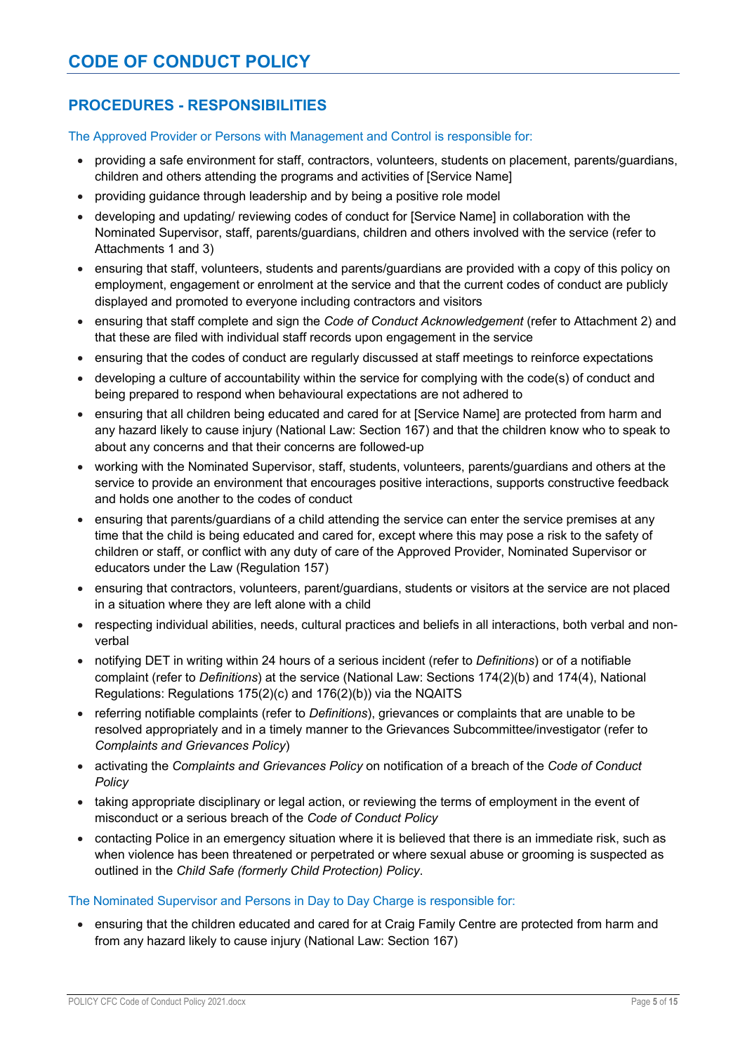# CODE OF CONDUCT POLICY

## PROCEDURES - RESPONSIBILITIES

### The Approved Provider or Persons with Management and Control is responsible for:

- providing a safe environment for staff, contractors, volunteers, students on placement, parents/guardians, children and others attending the programs and activities of [Service Name]
- providing guidance through leadership and by being a positive role model
- developing and updating/ reviewing codes of conduct for [Service Name] in collaboration with the Nominated Supervisor, staff, parents/guardians, children and others involved with the service (refer to Attachments 1 and 3)
- ensuring that staff, volunteers, students and parents/guardians are provided with a copy of this policy on employment, engagement or enrolment at the service and that the current codes of conduct are publicly displayed and promoted to everyone including contractors and visitors
- ensuring that staff complete and sign the *Code of Conduct Acknowledgement* (refer to Attachment 2) and that these are filed with individual staff records upon engagement in the service
- ensuring that the codes of conduct are regularly discussed at staff meetings to reinforce expectations
- developing a culture of accountability within the service for complying with the code(s) of conduct and being prepared to respond when behavioural expectations are not adhered to
- ensuring that all children being educated and cared for at [Service Name] are protected from harm and any hazard likely to cause injury (National Law: Section 167) and that the children know who to speak to about any concerns and that their concerns are followed-up
- working with the Nominated Supervisor, staff, students, volunteers, parents/guardians and others at the service to provide an environment that encourages positive interactions, supports constructive feedback and holds one another to the codes of conduct
- ensuring that parents/guardians of a child attending the service can enter the service premises at any time that the child is being educated and cared for, except where this may pose a risk to the safety of children or staff, or conflict with any duty of care of the Approved Provider, Nominated Supervisor or educators under the Law (Regulation 157)
- ensuring that contractors, volunteers, parent/guardians, students or visitors at the service are not placed in a situation where they are left alone with a child
- respecting individual abilities, needs, cultural practices and beliefs in all interactions, both verbal and non-verbal
- notifying DET in writing within 24 hours of a serious incident (refer to *Definitions*) or of a notifiable complaint (refer to *Definitions*) at the service (National Law: Sections 174(2)(b) and 174(4), National Regulations: Regulations 175(2)(c) and 176(2)(b)) via the NQAITS
- referring notifiable complaints (refer to *Definitions*), grievances or complaints that are unable to be resolved appropriately and in a timely manner to the Grievances Subcommittee/investigator (refer to *Complaints and Grievances Policy*)
- activating the *Complaints and Grievances Policy* on notification of a breach of the *Code of Conduct Policy*
- taking appropriate disciplinary or legal action, or reviewing the terms of employment in the event of misconduct or a serious breach of the *Code of Conduct Policy*
- contacting Police in an emergency situation where it is believed that there is an immediate risk, such as when violence has been threatened or perpetrated or where sexual abuse or grooming is suspected as outlined in the *Child Safe (formerly Child Protection) Policy*.

### The Nominated Supervisor and Persons in Day to Day Charge is responsible for:

- ensuring that the children educated and cared for at Craig Family Centre are protected from harm and from any hazard likely to cause injury (National Law: Section 167)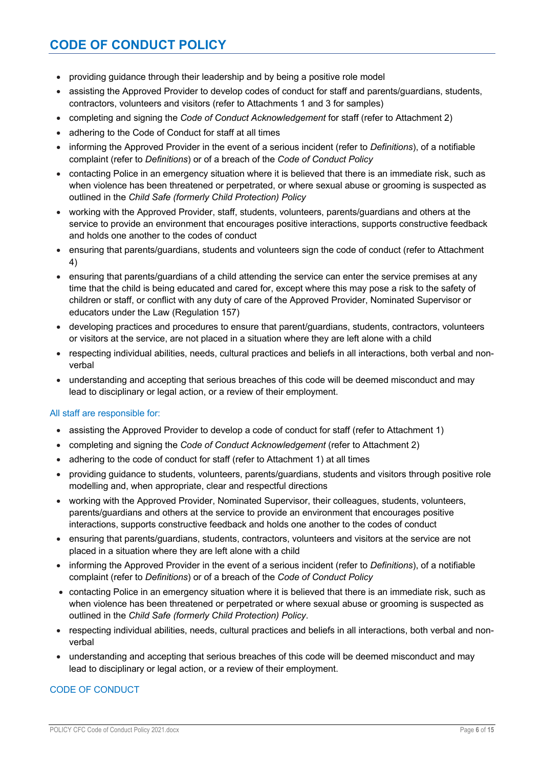- providing guidance through their leadership and by being a positive role model
- assisting the Approved Provider to develop codes of conduct for staff and parents/guardians, students, contractors, volunteers and visitors (refer to Attachments 1 and 3 for samples)
- completing and signing the *Code of Conduct Acknowledgement* for staff (refer to Attachment 2)
- adhering to the Code of Conduct for staff at all times
- informing the Approved Provider in the event of a serious incident (refer to *Definitions*), of a notifiable complaint (refer to *Definitions*) or of a breach of the *Code of Conduct Policy*
- contacting Police in an emergency situation where it is believed that there is an immediate risk, such as when violence has been threatened or perpetrated, or where sexual abuse or grooming is suspected as outlined in the *Child Safe (formerly Child Protection) Policy*
- working with the Approved Provider, staff, students, volunteers, parents/guardians and others at the service to provide an environment that encourages positive interactions, supports constructive feedback and holds one another to the codes of conduct
- ensuring that parents/guardians, students and volunteers sign the code of conduct (refer to Attachment 4)
- ensuring that parents/guardians of a child attending the service can enter the service premises at any time that the child is being educated and cared for, except where this may pose a risk to the safety of children or staff, or conflict with any duty of care of the Approved Provider, Nominated Supervisor or educators under the Law (Regulation 157)
- developing practices and procedures to ensure that parent/guardians, students, contractors, volunteers or visitors at the service, are not placed in a situation where they are left alone with a child
- respecting individual abilities, needs, cultural practices and beliefs in all interactions, both verbal and non-verbal
- understanding and accepting that serious breaches of this code will be deemed misconduct and may lead to disciplinary or legal action, or a review of their employment.

### All staff are responsible for:

- assisting the Approved Provider to develop a code of conduct for staff (refer to Attachment 1)
- completing and signing the *Code of Conduct Acknowledgement* (refer to Attachment 2)
- adhering to the code of conduct for staff (refer to Attachment 1) at all times
- providing guidance to students, volunteers, parents/guardians, students and visitors through positive role modelling and, when appropriate, clear and respectful directions
- working with the Approved Provider, Nominated Supervisor, their colleagues, students, volunteers, parents/guardians and others at the service to provide an environment that encourages positive interactions, supports constructive feedback and holds one another to the codes of conduct
- ensuring that parents/guardians, students, contractors, volunteers and visitors at the service are not placed in a situation where they are left alone with a child
- informing the Approved Provider in the event of a serious incident (refer to *Definitions*), of a notifiable complaint (refer to *Definitions*) or of a breach of the *Code of Conduct Policy*
- contacting Police in an emergency situation where it is believed that there is an immediate risk, such as when violence has been threatened or perpetrated or where sexual abuse or grooming is suspected as outlined in the *Child Safe (formerly Child Protection) Policy*.
- respecting individual abilities, needs, cultural practices and beliefs in all interactions, both verbal and non-verbal
- understanding and accepting that serious breaches of this code will be deemed misconduct and may lead to disciplinary or legal action, or a review of their employment.

## CODE OF CONDUCT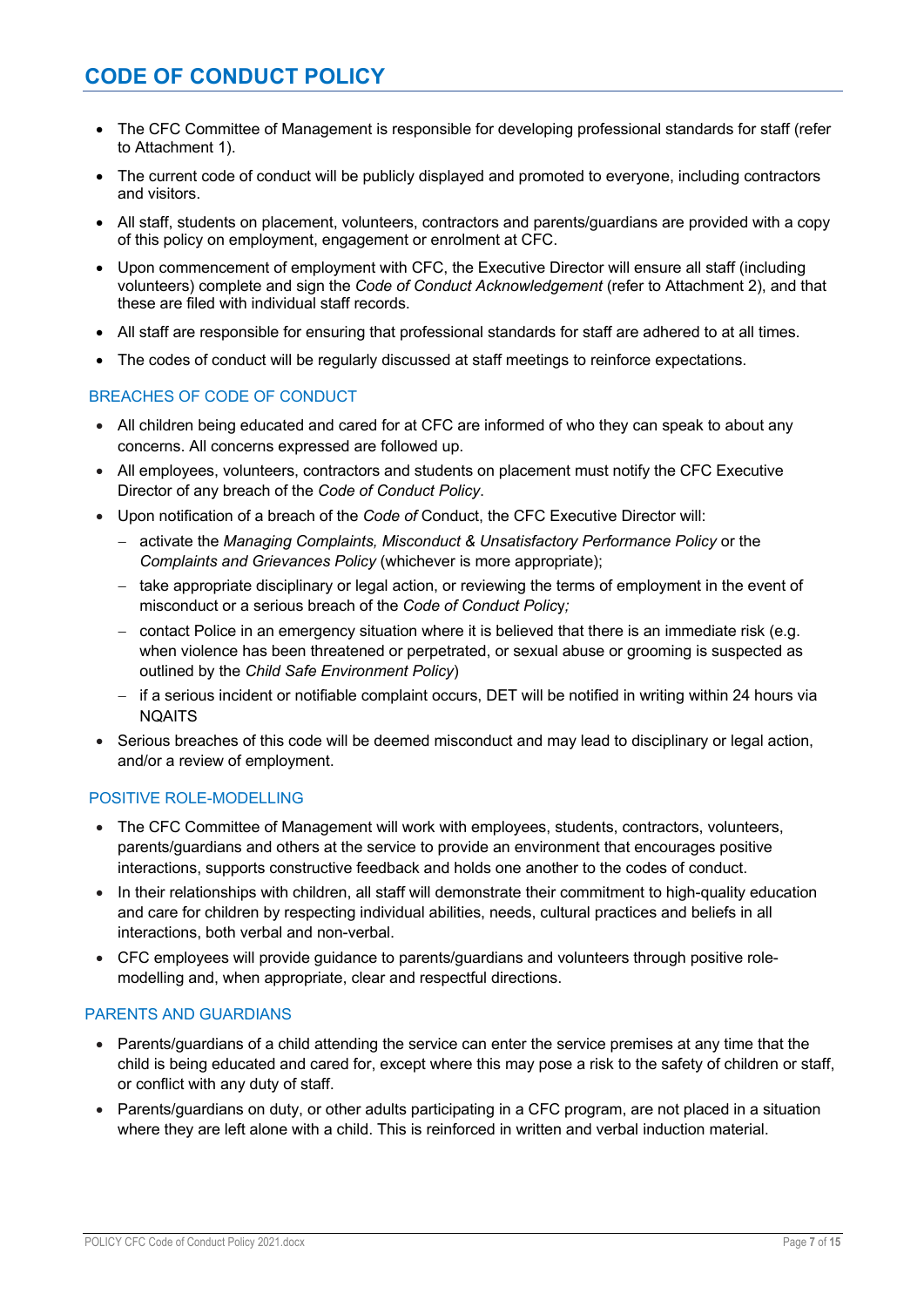# CODE OF CONDUCT POLICY

- The CFC Committee of Management is responsible for developing professional standards for staff (refer to Attachment 1).
- The current code of conduct will be publicly displayed and promoted to everyone, including contractors and visitors.
- All staff, students on placement, volunteers, contractors and parents/guardians are provided with a copy of this policy on employment, engagement or enrolment at CFC.
- Upon commencement of employment with CFC, the Executive Director will ensure all staff (including volunteers) complete and sign the *Code of Conduct Acknowledgement* (refer to Attachment 2), and that these are filed with individual staff records.
- All staff are responsible for ensuring that professional standards for staff are adhered to at all times.
- The codes of conduct will be regularly discussed at staff meetings to reinforce expectations.

## BREACHES OF CODE OF CONDUCT

- All children being educated and cared for at CFC are informed of who they can speak to about any concerns. All concerns expressed are followed up.
- All employees, volunteers, contractors and students on placement must notify the CFC Executive Director of any breach of the *Code of Conduct Policy*.
- Upon notification of a breach of the *Code of* Conduct, the CFC Executive Director will:
  - activate the *Managing Complaints, Misconduct & Unsatisfactory Performance Policy* or the *Complaints and Grievances Policy* (whichever is more appropriate);
  - take appropriate disciplinary or legal action, or reviewing the terms of employment in the event of misconduct or a serious breach of the *Code of Conduct Policy;*
  - contact Police in an emergency situation where it is believed that there is an immediate risk (e.g. when violence has been threatened or perpetrated, or sexual abuse or grooming is suspected as outlined by the *Child Safe Environment Policy*)
  - if a serious incident or notifiable complaint occurs, DET will be notified in writing within 24 hours via NQAITS
- Serious breaches of this code will be deemed misconduct and may lead to disciplinary or legal action, and/or a review of employment.

## POSITIVE ROLE-MODELLING

- The CFC Committee of Management will work with employees, students, contractors, volunteers, parents/guardians and others at the service to provide an environment that encourages positive interactions, supports constructive feedback and holds one another to the codes of conduct.
- In their relationships with children, all staff will demonstrate their commitment to high-quality education and care for children by respecting individual abilities, needs, cultural practices and beliefs in all interactions, both verbal and non-verbal.
- CFC employees will provide guidance to parents/guardians and volunteers through positive role-modelling and, when appropriate, clear and respectful directions.

## PARENTS AND GUARDIANS

- Parents/guardians of a child attending the service can enter the service premises at any time that the child is being educated and cared for, except where this may pose a risk to the safety of children or staff, or conflict with any duty of staff.
- Parents/guardians on duty, or other adults participating in a CFC program, are not placed in a situation where they are left alone with a child. This is reinforced in written and verbal induction material.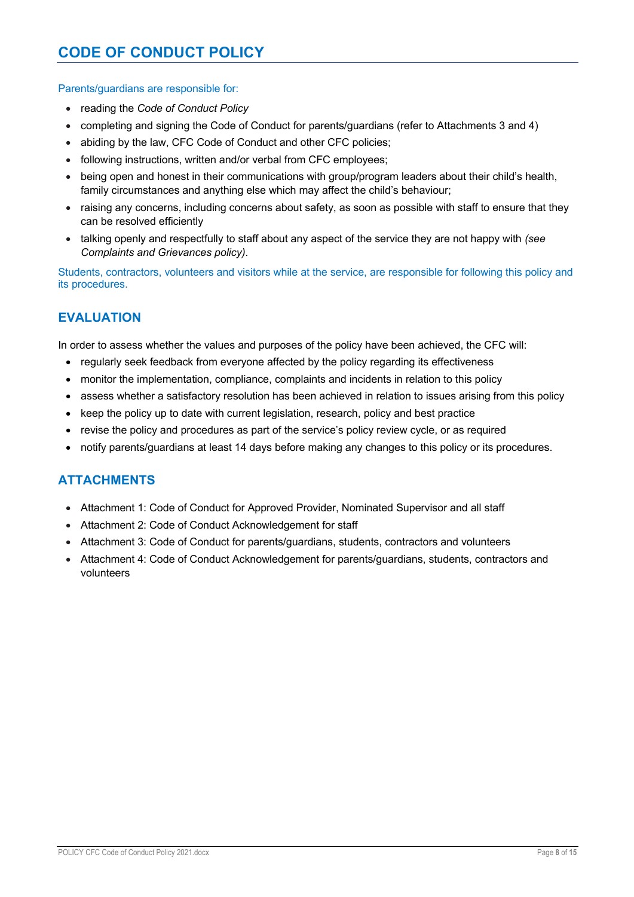# CODE OF CONDUCT POLICY

Parents/guardians are responsible for:

- reading the *Code of Conduct Policy*
- completing and signing the Code of Conduct for parents/guardians (refer to Attachments 3 and 4)
- abiding by the law, CFC Code of Conduct and other CFC policies;
- following instructions, written and/or verbal from CFC employees;
- being open and honest in their communications with group/program leaders about their child's health, family circumstances and anything else which may affect the child's behaviour;
- raising any concerns, including concerns about safety, as soon as possible with staff to ensure that they can be resolved efficiently
- talking openly and respectfully to staff about any aspect of the service they are not happy with *(see Complaints and Grievances policy)*.

Students, contractors, volunteers and visitors while at the service, are responsible for following this policy and its procedures.

## EVALUATION

In order to assess whether the values and purposes of the policy have been achieved, the CFC will:

- regularly seek feedback from everyone affected by the policy regarding its effectiveness
- monitor the implementation, compliance, complaints and incidents in relation to this policy
- assess whether a satisfactory resolution has been achieved in relation to issues arising from this policy
- keep the policy up to date with current legislation, research, policy and best practice
- revise the policy and procedures as part of the service's policy review cycle, or as required
- notify parents/guardians at least 14 days before making any changes to this policy or its procedures.

## ATTACHMENTS

- Attachment 1: Code of Conduct for Approved Provider, Nominated Supervisor and all staff
- Attachment 2: Code of Conduct Acknowledgement for staff
- Attachment 3: Code of Conduct for parents/guardians, students, contractors and volunteers
- Attachment 4: Code of Conduct Acknowledgement for parents/guardians, students, contractors and volunteers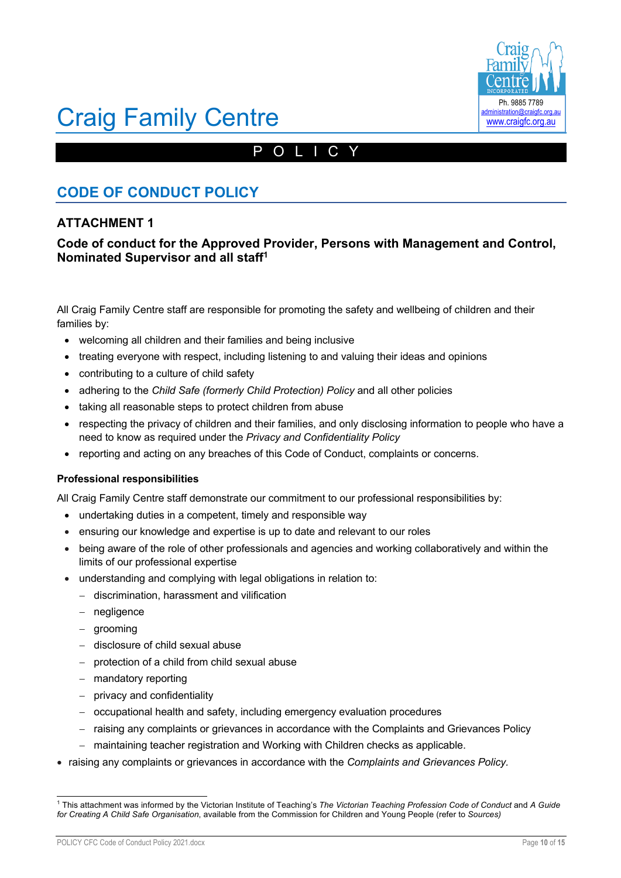# Craig Family Centre

POLICY

## CODE OF CONDUCT POLICY

### ATTACHMENT 1

### Code of conduct for the Approved Provider, Persons with Management and Control, Nominated Supervisor and all staff[1]

All Craig Family Centre staff are responsible for promoting the safety and wellbeing of children and their families by:

- welcoming all children and their families and being inclusive
- treating everyone with respect, including listening to and valuing their ideas and opinions
- contributing to a culture of child safety
- adhering to the *Child Safe (formerly Child Protection) Policy* and all other policies
- taking all reasonable steps to protect children from abuse
- respecting the privacy of children and their families, and only disclosing information to people who have a need to know as required under the *Privacy and Confidentiality Policy*
- reporting and acting on any breaches of this Code of Conduct, complaints or concerns.

**Professional responsibilities**

All Craig Family Centre staff demonstrate our commitment to our professional responsibilities by:

- undertaking duties in a competent, timely and responsible way
- ensuring our knowledge and expertise is up to date and relevant to our roles
- being aware of the role of other professionals and agencies and working collaboratively and within the limits of our professional expertise
- understanding and complying with legal obligations in relation to:
  - discrimination, harassment and vilification
  - negligence
  - grooming
  - disclosure of child sexual abuse
  - protection of a child from child sexual abuse
  - mandatory reporting
  - privacy and confidentiality
  - occupational health and safety, including emergency evaluation procedures
  - raising any complaints or grievances in accordance with the Complaints and Grievances Policy
  - maintaining teacher registration and Working with Children checks as applicable.
- raising any complaints or grievances in accordance with the *Complaints and Grievances Policy.*

[1] This attachment was informed by the Victorian Institute of Teaching's *The Victorian Teaching Profession Code of Conduct* and *A Guide for Creating A Child Safe Organisation*, available from the Commission for Children and Young People (refer to *Sources)*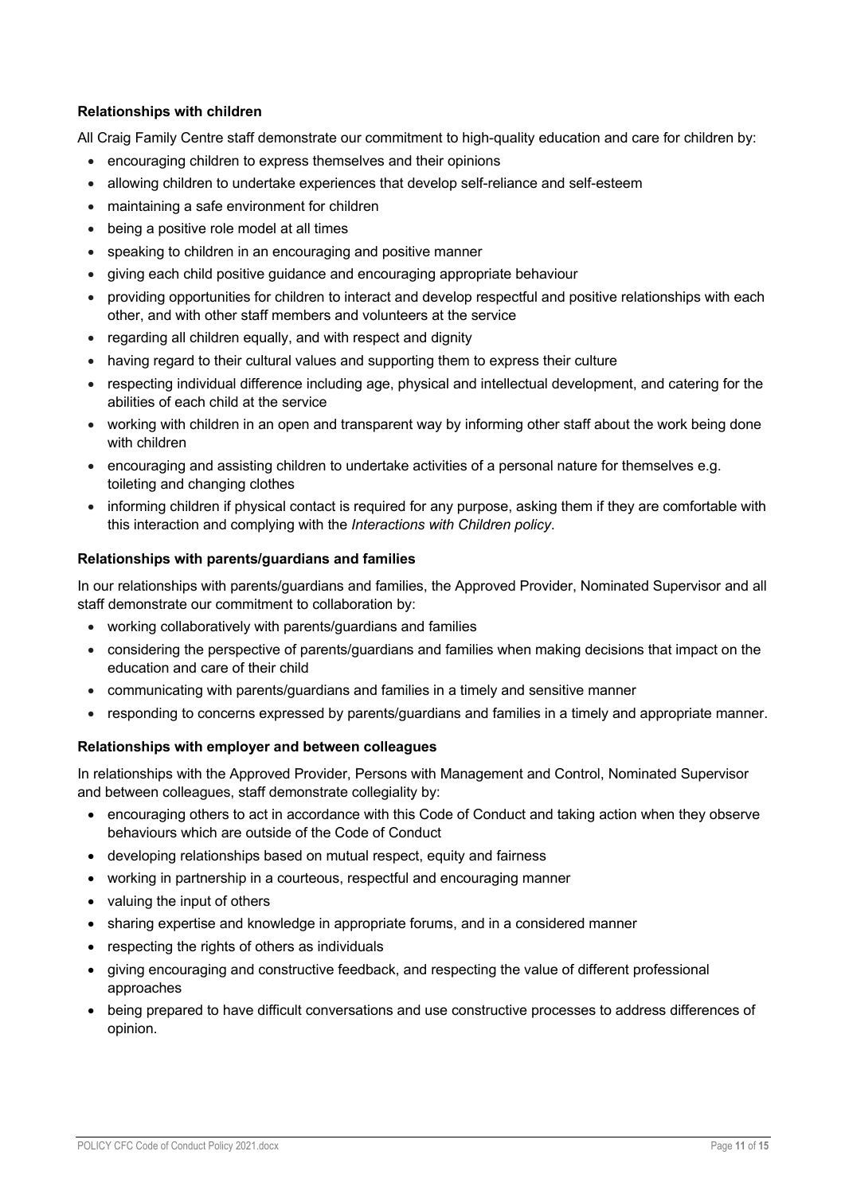**Relationships with children**

All Craig Family Centre staff demonstrate our commitment to high-quality education and care for children by:

- encouraging children to express themselves and their opinions
- allowing children to undertake experiences that develop self-reliance and self-esteem
- maintaining a safe environment for children
- being a positive role model at all times
- speaking to children in an encouraging and positive manner
- giving each child positive guidance and encouraging appropriate behaviour
- providing opportunities for children to interact and develop respectful and positive relationships with each other, and with other staff members and volunteers at the service
- regarding all children equally, and with respect and dignity
- having regard to their cultural values and supporting them to express their culture
- respecting individual difference including age, physical and intellectual development, and catering for the abilities of each child at the service
- working with children in an open and transparent way by informing other staff about the work being done with children
- encouraging and assisting children to undertake activities of a personal nature for themselves e.g. toileting and changing clothes
- informing children if physical contact is required for any purpose, asking them if they are comfortable with this interaction and complying with the *Interactions with Children policy*.

**Relationships with parents/guardians and families**

In our relationships with parents/guardians and families, the Approved Provider, Nominated Supervisor and all staff demonstrate our commitment to collaboration by:

- working collaboratively with parents/guardians and families
- considering the perspective of parents/guardians and families when making decisions that impact on the education and care of their child
- communicating with parents/guardians and families in a timely and sensitive manner
- responding to concerns expressed by parents/guardians and families in a timely and appropriate manner.

**Relationships with employer and between colleagues**

In relationships with the Approved Provider, Persons with Management and Control, Nominated Supervisor and between colleagues, staff demonstrate collegiality by:

- encouraging others to act in accordance with this Code of Conduct and taking action when they observe behaviours which are outside of the Code of Conduct
- developing relationships based on mutual respect, equity and fairness
- working in partnership in a courteous, respectful and encouraging manner
- valuing the input of others
- sharing expertise and knowledge in appropriate forums, and in a considered manner
- respecting the rights of others as individuals
- giving encouraging and constructive feedback, and respecting the value of different professional approaches
- being prepared to have difficult conversations and use constructive processes to address differences of opinion.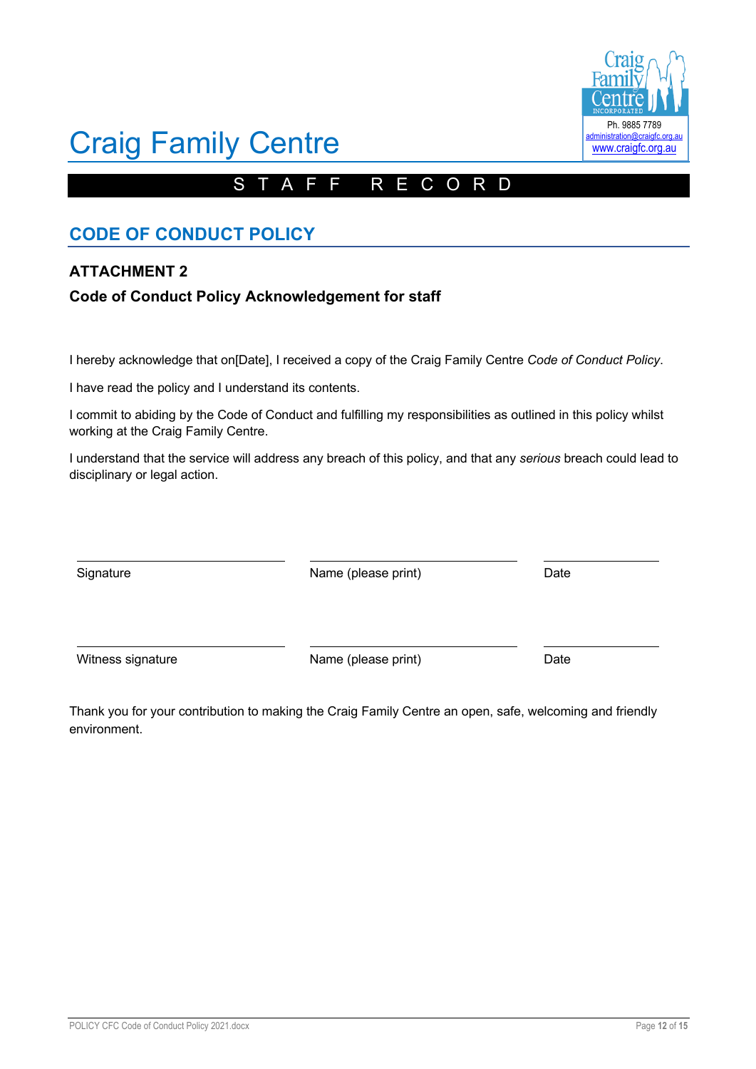# Craig Family Centre

Ph. 9885 7789
administration@craigfc.org.au
www.craigfc.org.au

S T A F F   R E C O R D

## CODE OF CONDUCT POLICY

### ATTACHMENT 2

### Code of Conduct Policy Acknowledgement for staff

I hereby acknowledge that on[Date], I received a copy of the Craig Family Centre *Code of Conduct Policy*.

I have read the policy and I understand its contents.

I commit to abiding by the Code of Conduct and fulfilling my responsibilities as outlined in this policy whilst working at the Craig Family Centre.

I understand that the service will address any breach of this policy, and that any *serious* breach could lead to disciplinary or legal action.

| Signature | Name (please print) | Date |
|---|---|---|
| | | |
| Witness signature | Name (please print) | Date |

Thank you for your contribution to making the Craig Family Centre an open, safe, welcoming and friendly environment.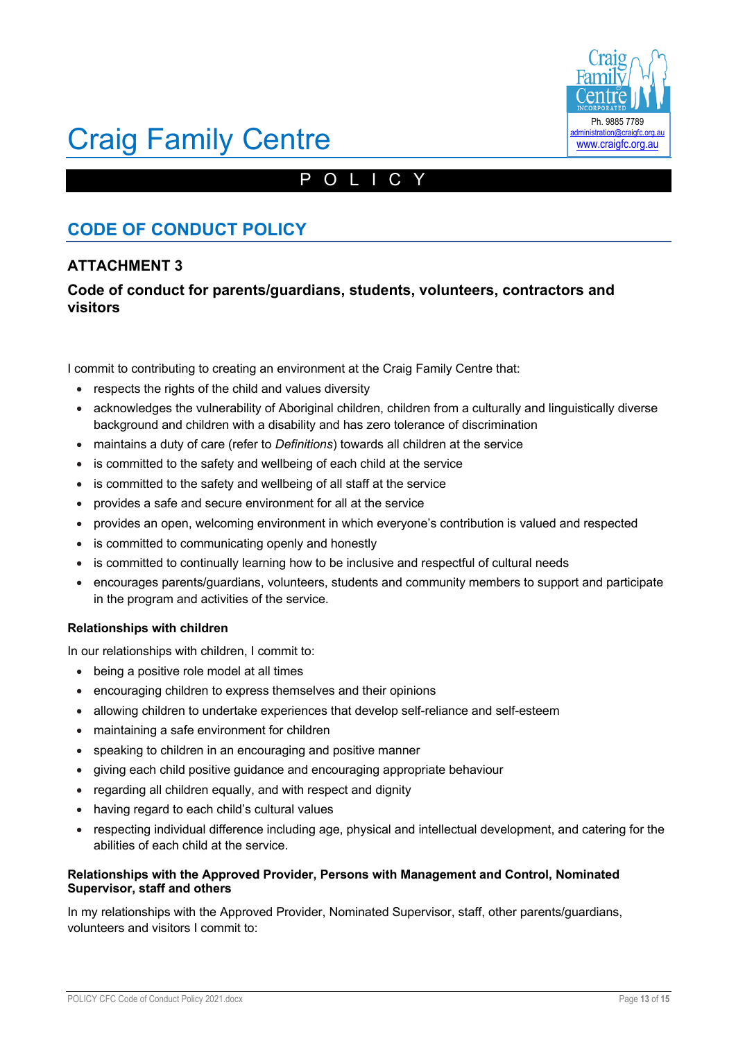# Craig Family Centre

POLICY

## CODE OF CONDUCT POLICY

### ATTACHMENT 3

### Code of conduct for parents/guardians, students, volunteers, contractors and visitors

I commit to contributing to creating an environment at the Craig Family Centre that:

- respects the rights of the child and values diversity
- acknowledges the vulnerability of Aboriginal children, children from a culturally and linguistically diverse background and children with a disability and has zero tolerance of discrimination
- maintains a duty of care (refer to *Definitions*) towards all children at the service
- is committed to the safety and wellbeing of each child at the service
- is committed to the safety and wellbeing of all staff at the service
- provides a safe and secure environment for all at the service
- provides an open, welcoming environment in which everyone's contribution is valued and respected
- is committed to communicating openly and honestly
- is committed to continually learning how to be inclusive and respectful of cultural needs
- encourages parents/guardians, volunteers, students and community members to support and participate in the program and activities of the service.

**Relationships with children**

In our relationships with children, I commit to:

- being a positive role model at all times
- encouraging children to express themselves and their opinions
- allowing children to undertake experiences that develop self-reliance and self-esteem
- maintaining a safe environment for children
- speaking to children in an encouraging and positive manner
- giving each child positive guidance and encouraging appropriate behaviour
- regarding all children equally, and with respect and dignity
- having regard to each child's cultural values
- respecting individual difference including age, physical and intellectual development, and catering for the abilities of each child at the service.

**Relationships with the Approved Provider, Persons with Management and Control, Nominated Supervisor, staff and others**

In my relationships with the Approved Provider, Nominated Supervisor, staff, other parents/guardians, volunteers and visitors I commit to: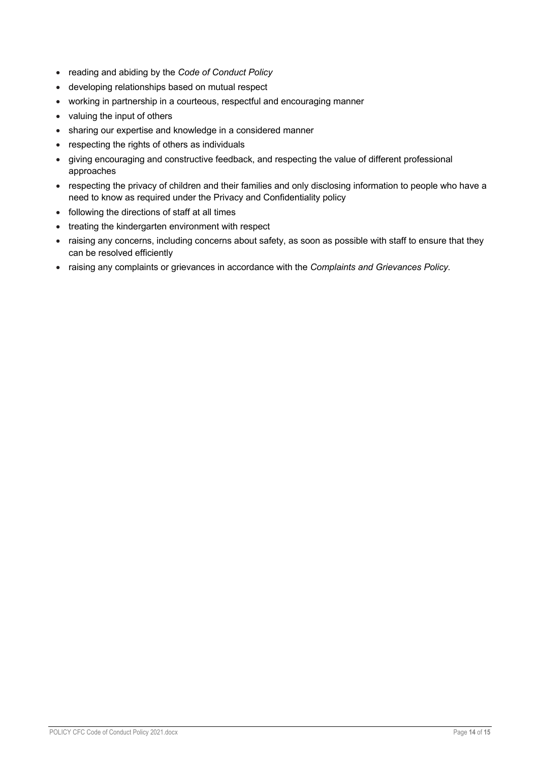- reading and abiding by the *Code of Conduct Policy*
- developing relationships based on mutual respect
- working in partnership in a courteous, respectful and encouraging manner
- valuing the input of others
- sharing our expertise and knowledge in a considered manner
- respecting the rights of others as individuals
- giving encouraging and constructive feedback, and respecting the value of different professional approaches
- respecting the privacy of children and their families and only disclosing information to people who have a need to know as required under the Privacy and Confidentiality policy
- following the directions of staff at all times
- treating the kindergarten environment with respect
- raising any concerns, including concerns about safety, as soon as possible with staff to ensure that they can be resolved efficiently
- raising any complaints or grievances in accordance with the *Complaints and Grievances Policy*.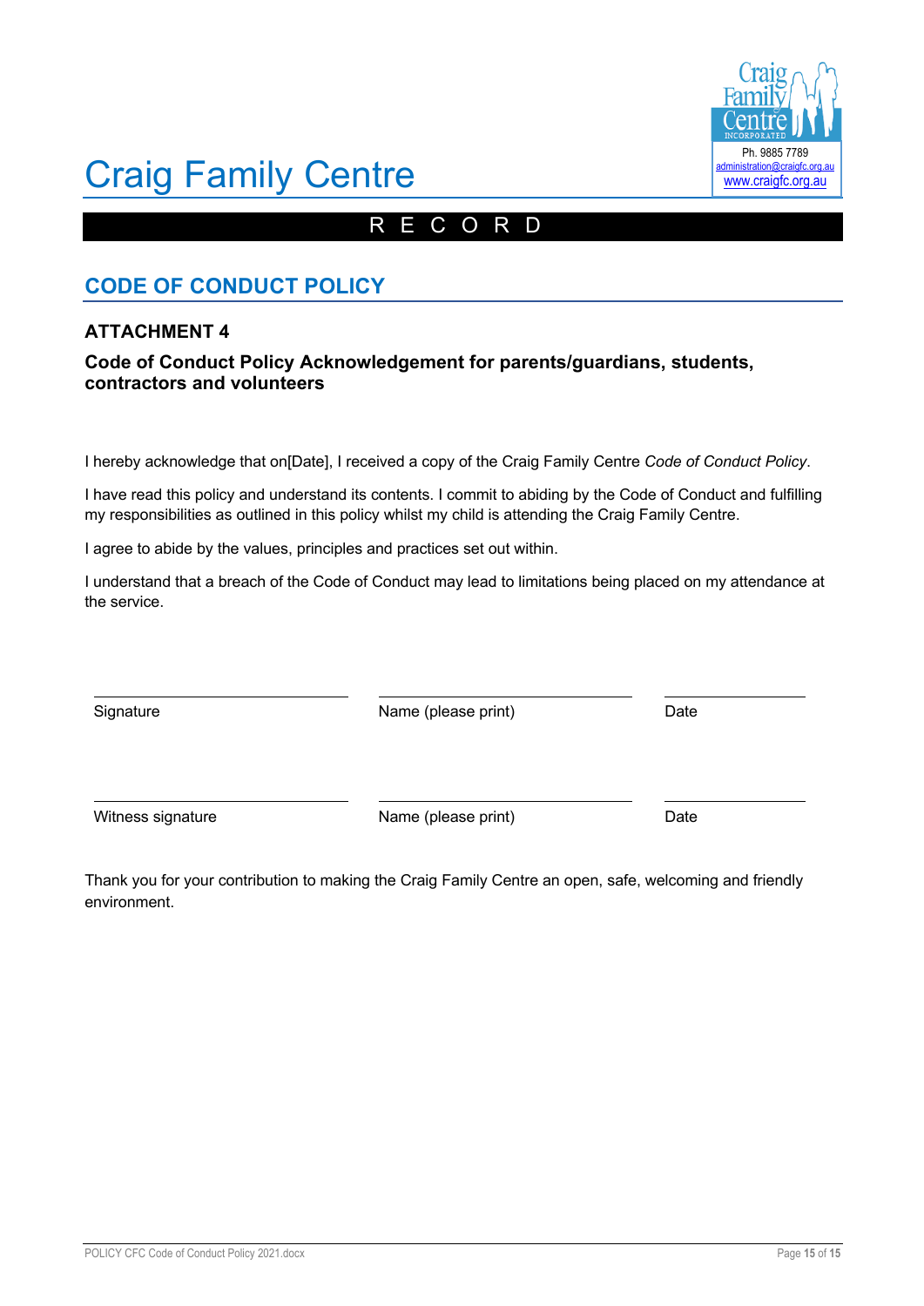# Craig Family Centre

Ph. 9885 7789
administration@craigfc.org.au
www.craigfc.org.au

RECORD

## CODE OF CONDUCT POLICY

### ATTACHMENT 4

**Code of Conduct Policy Acknowledgement for parents/guardians, students, contractors and volunteers**

I hereby acknowledge that on[Date], I received a copy of the Craig Family Centre *Code of Conduct Policy*.

I have read this policy and understand its contents. I commit to abiding by the Code of Conduct and fulfilling my responsibilities as outlined in this policy whilst my child is attending the Craig Family Centre.

I agree to abide by the values, principles and practices set out within.

I understand that a breach of the Code of Conduct may lead to limitations being placed on my attendance at the service.

| | | |
|---|---|---|
| Signature | Name (please print) | Date |
| Witness signature | Name (please print) | Date |

Thank you for your contribution to making the Craig Family Centre an open, safe, welcoming and friendly environment.